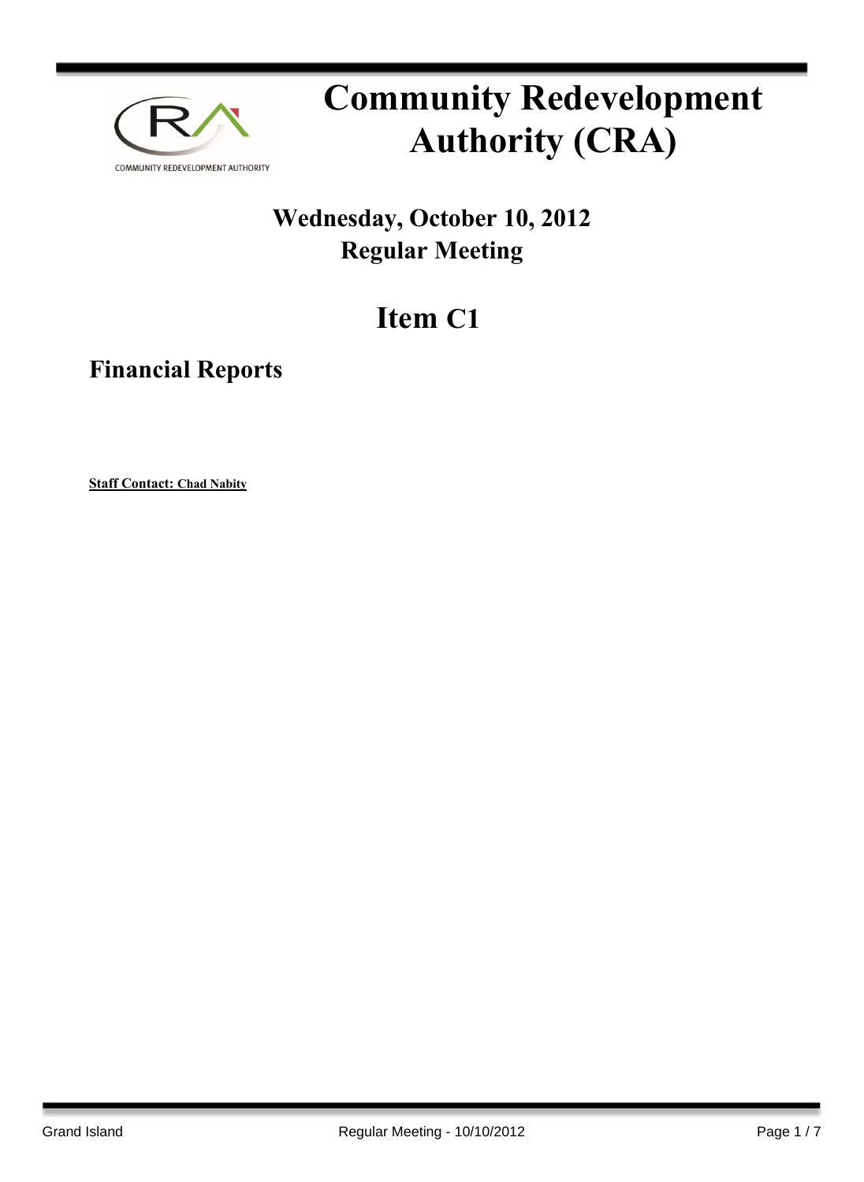# Community Redevelopment Authority (CRA)

## Wednesday, October 10, 2012
## Regular Meeting

# Item C1

## Financial Reports

**Staff Contact: Chad Nabity**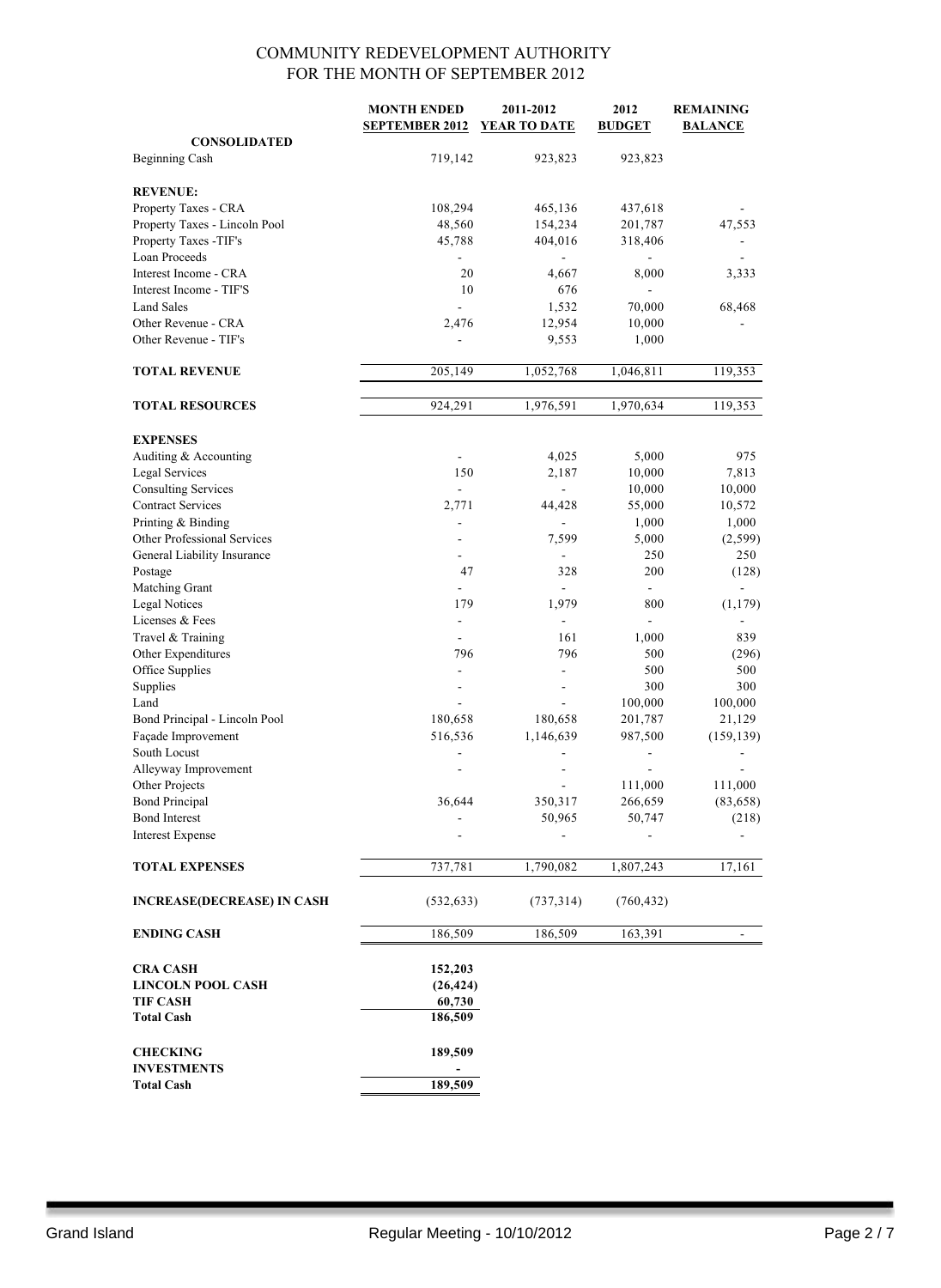COMMUNITY REDEVELOPMENT AUTHORITY
FOR THE MONTH OF SEPTEMBER 2012

| | MONTH ENDED SEPTEMBER 2012 | 2011-2012 YEAR TO DATE | 2012 BUDGET | REMAINING BALANCE |
|---|---|---|---|---|
| **CONSOLIDATED** | | | | |
| Beginning Cash | 719,142 | 923,823 | 923,823 | |
| | | | | |
| **REVENUE:** | | | | |
| Property Taxes - CRA | 108,294 | 465,136 | 437,618 | - |
| Property Taxes - Lincoln Pool | 48,560 | 154,234 | 201,787 | 47,553 |
| Property Taxes -TIF's | 45,788 | 404,016 | 318,406 | - |
| Loan Proceeds | - | - | - | - |
| Interest Income - CRA | 20 | 4,667 | 8,000 | 3,333 |
| Interest Income - TIF'S | 10 | 676 | - | |
| Land Sales | - | 1,532 | 70,000 | 68,468 |
| Other Revenue - CRA | 2,476 | 12,954 | 10,000 | - |
| Other Revenue - TIF's | - | 9,553 | 1,000 | |
| | | | | |
| **TOTAL REVENUE** | 205,149 | 1,052,768 | 1,046,811 | 119,353 |
| | | | | |
| **TOTAL RESOURCES** | 924,291 | 1,976,591 | 1,970,634 | 119,353 |
| | | | | |
| **EXPENSES** | | | | |
| Auditing & Accounting | - | 4,025 | 5,000 | 975 |
| Legal Services | 150 | 2,187 | 10,000 | 7,813 |
| Consulting Services | - | - | 10,000 | 10,000 |
| Contract Services | 2,771 | 44,428 | 55,000 | 10,572 |
| Printing & Binding | - | - | 1,000 | 1,000 |
| Other Professional Services | - | 7,599 | 5,000 | (2,599) |
| General Liability Insurance | - | - | 250 | 250 |
| Postage | 47 | 328 | 200 | (128) |
| Matching Grant | - | - | - | - |
| Legal Notices | 179 | 1,979 | 800 | (1,179) |
| Licenses & Fees | - | - | - | - |
| Travel & Training | - | 161 | 1,000 | 839 |
| Other Expenditures | 796 | 796 | 500 | (296) |
| Office Supplies | - | - | 500 | 500 |
| Supplies | - | - | 300 | 300 |
| Land | - | - | 100,000 | 100,000 |
| Bond Principal - Lincoln Pool | 180,658 | 180,658 | 201,787 | 21,129 |
| Façade Improvement | 516,536 | 1,146,639 | 987,500 | (159,139) |
| South Locust | - | - | - | - |
| Alleyway Improvement | - | - | - | - |
| Other Projects | | - | 111,000 | 111,000 |
| Bond Principal | 36,644 | 350,317 | 266,659 | (83,658) |
| Bond Interest | - | 50,965 | 50,747 | (218) |
| Interest Expense | - | - | - | - |
| | | | | |
| **TOTAL EXPENSES** | 737,781 | 1,790,082 | 1,807,243 | 17,161 |
| | | | | |
| **INCREASE(DECREASE) IN CASH** | (532,633) | (737,314) | (760,432) | |
| | | | | |
| **ENDING CASH** | 186,509 | 186,509 | 163,391 | - |
| | | | | |
| **CRA CASH** | 152,203 | | | |
| **LINCOLN POOL CASH** | (26,424) | | | |
| **TIF CASH** | 60,730 | | | |
| **Total Cash** | 186,509 | | | |
| | | | | |
| **CHECKING** | 189,509 | | | |
| **INVESTMENTS** | - | | | |
| **Total Cash** | 189,509 | | | |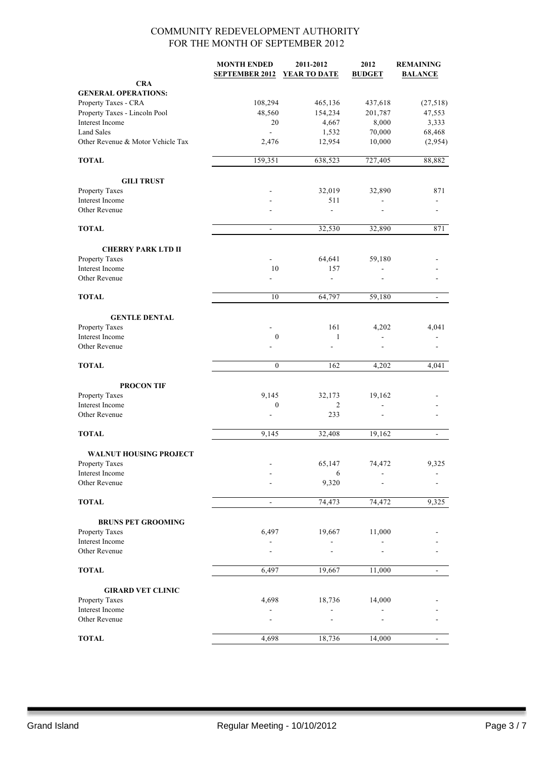# COMMUNITY REDEVELOPMENT AUTHORITY
## FOR THE MONTH OF SEPTEMBER 2012

| | MONTH ENDED SEPTEMBER 2012 | 2011-2012 YEAR TO DATE | 2012 BUDGET | REMAINING BALANCE |
|---|---|---|---|---|
| **CRA** | | | | |
| **GENERAL OPERATIONS:** | | | | |
| Property Taxes - CRA | 108,294 | 465,136 | 437,618 | (27,518) |
| Property Taxes - Lincoln Pool | 48,560 | 154,234 | 201,787 | 47,553 |
| Interest Income | 20 | 4,667 | 8,000 | 3,333 |
| Land Sales | - | 1,532 | 70,000 | 68,468 |
| Other Revenue & Motor Vehicle Tax | 2,476 | 12,954 | 10,000 | (2,954) |
| **TOTAL** | 159,351 | 638,523 | 727,405 | 88,882 |
| **GILI TRUST** | | | | |
| Property Taxes | - | 32,019 | 32,890 | 871 |
| Interest Income | - | 511 | - | - |
| Other Revenue | - | - | - | - |
| **TOTAL** | - | 32,530 | 32,890 | 871 |
| **CHERRY PARK LTD II** | | | | |
| Property Taxes | - | 64,641 | 59,180 | - |
| Interest Income | 10 | 157 | - | - |
| Other Revenue | - | - | - | - |
| **TOTAL** | 10 | 64,797 | 59,180 | - |
| **GENTLE DENTAL** | | | | |
| Property Taxes | - | 161 | 4,202 | 4,041 |
| Interest Income | 0 | 1 | - | - |
| Other Revenue | - | - | - | - |
| **TOTAL** | 0 | 162 | 4,202 | 4,041 |
| **PROCON TIF** | | | | |
| Property Taxes | 9,145 | 32,173 | 19,162 | - |
| Interest Income | 0 | 2 | - | - |
| Other Revenue | - | 233 | - | - |
| **TOTAL** | 9,145 | 32,408 | 19,162 | - |
| **WALNUT HOUSING PROJECT** | | | | |
| Property Taxes | - | 65,147 | 74,472 | 9,325 |
| Interest Income | - | 6 | - | - |
| Other Revenue | - | 9,320 | - | - |
| **TOTAL** | - | 74,473 | 74,472 | 9,325 |
| **BRUNS PET GROOMING** | | | | |
| Property Taxes | 6,497 | 19,667 | 11,000 | - |
| Interest Income | - | - | - | - |
| Other Revenue | - | - | - | - |
| **TOTAL** | 6,497 | 19,667 | 11,000 | - |
| **GIRARD VET CLINIC** | | | | |
| Property Taxes | 4,698 | 18,736 | 14,000 | - |
| Interest Income | - | - | - | - |
| Other Revenue | - | - | - | - |
| **TOTAL** | 4,698 | 18,736 | 14,000 | - |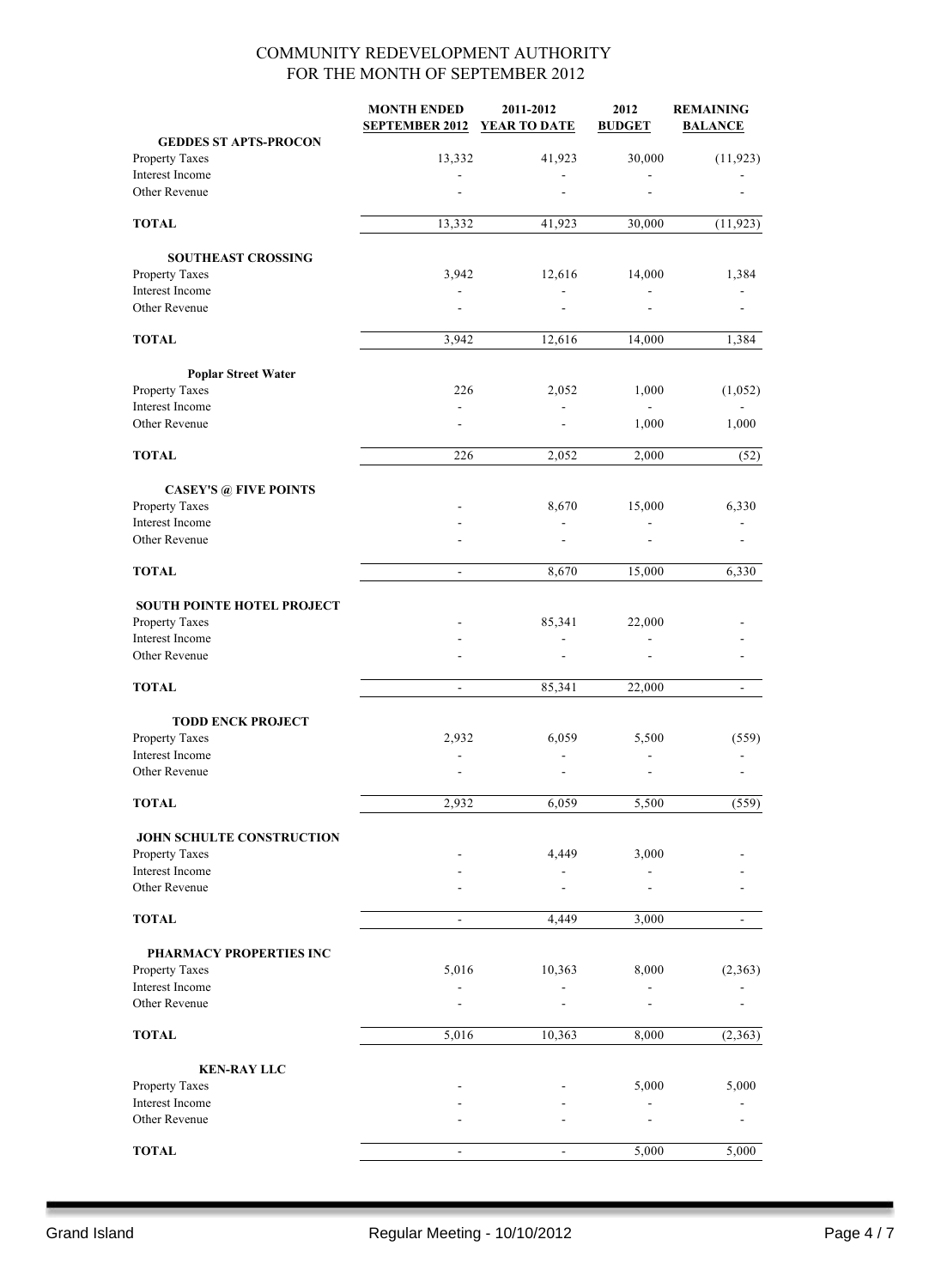COMMUNITY REDEVELOPMENT AUTHORITY
FOR THE MONTH OF SEPTEMBER 2012

| | MONTH ENDED SEPTEMBER 2012 | 2011-2012 YEAR TO DATE | 2012 BUDGET | REMAINING BALANCE |
|---|---|---|---|---|
| **GEDDES ST APTS-PROCON** | | | | |
| Property Taxes | 13,332 | 41,923 | 30,000 | (11,923) |
| Interest Income | - | - | - | - |
| Other Revenue | - | - | - | - |
| **TOTAL** | 13,332 | 41,923 | 30,000 | (11,923) |
| **SOUTHEAST CROSSING** | | | | |
| Property Taxes | 3,942 | 12,616 | 14,000 | 1,384 |
| Interest Income | - | - | - | - |
| Other Revenue | - | - | - | - |
| **TOTAL** | 3,942 | 12,616 | 14,000 | 1,384 |
| **Poplar Street Water** | | | | |
| Property Taxes | 226 | 2,052 | 1,000 | (1,052) |
| Interest Income | - | - | - | - |
| Other Revenue | - | - | 1,000 | 1,000 |
| **TOTAL** | 226 | 2,052 | 2,000 | (52) |
| **CASEY'S @ FIVE POINTS** | | | | |
| Property Taxes | - | 8,670 | 15,000 | 6,330 |
| Interest Income | - | - | - | - |
| Other Revenue | - | - | - | - |
| **TOTAL** | - | 8,670 | 15,000 | 6,330 |
| **SOUTH POINTE HOTEL PROJECT** | | | | |
| Property Taxes | - | 85,341 | 22,000 | - |
| Interest Income | - | - | - | - |
| Other Revenue | - | - | - | - |
| **TOTAL** | - | 85,341 | 22,000 | - |
| **TODD ENCK PROJECT** | | | | |
| Property Taxes | 2,932 | 6,059 | 5,500 | (559) |
| Interest Income | - | - | - | - |
| Other Revenue | - | - | - | - |
| **TOTAL** | 2,932 | 6,059 | 5,500 | (559) |
| **JOHN SCHULTE CONSTRUCTION** | | | | |
| Property Taxes | - | 4,449 | 3,000 | - |
| Interest Income | - | - | - | - |
| Other Revenue | - | - | - | - |
| **TOTAL** | - | 4,449 | 3,000 | - |
| **PHARMACY PROPERTIES INC** | | | | |
| Property Taxes | 5,016 | 10,363 | 8,000 | (2,363) |
| Interest Income | - | - | - | - |
| Other Revenue | - | - | - | - |
| **TOTAL** | 5,016 | 10,363 | 8,000 | (2,363) |
| **KEN-RAY LLC** | | | | |
| Property Taxes | - | - | 5,000 | 5,000 |
| Interest Income | - | - | - | - |
| Other Revenue | - | - | - | - |
| **TOTAL** | - | - | 5,000 | 5,000 |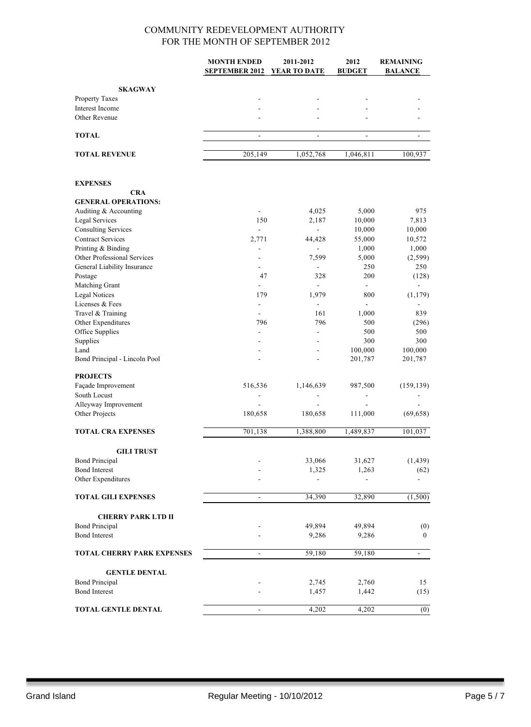# COMMUNITY REDEVELOPMENT AUTHORITY
## FOR THE MONTH OF SEPTEMBER 2012

| | MONTH ENDED SEPTEMBER 2012 | 2011-2012 YEAR TO DATE | 2012 BUDGET | REMAINING BALANCE |
|---|---|---|---|---|
| **SKAGWAY** | | | | |
| Property Taxes | - | - | - | - |
| Interest Income | - | - | - | - |
| Other Revenue | - | - | - | - |
| **TOTAL** | - | - | - | - |
| **TOTAL REVENUE** | 205,149 | 1,052,768 | 1,046,811 | 100,937 |
| **EXPENSES** | | | | |
| **CRA** | | | | |
| **GENERAL OPERATIONS:** | | | | |
| Auditing & Accounting | - | 4,025 | 5,000 | 975 |
| Legal Services | 150 | 2,187 | 10,000 | 7,813 |
| Consulting Services | - | - | 10,000 | 10,000 |
| Contract Services | 2,771 | 44,428 | 55,000 | 10,572 |
| Printing & Binding | - | - | 1,000 | 1,000 |
| Other Professional Services | - | 7,599 | 5,000 | (2,599) |
| General Liability Insurance | - | - | 250 | 250 |
| Postage | 47 | 328 | 200 | (128) |
| Matching Grant | - | - | - | - |
| Legal Notices | 179 | 1,979 | 800 | (1,179) |
| Licenses & Fees | - | - | - | - |
| Travel & Training | - | 161 | 1,000 | 839 |
| Other Expenditures | 796 | 796 | 500 | (296) |
| Office Supplies | - | - | 500 | 500 |
| Supplies | - | - | 300 | 300 |
| Land | - | - | 100,000 | 100,000 |
| Bond Principal - Lincoln Pool | - | - | 201,787 | 201,787 |
| **PROJECTS** | | | | |
| Façade Improvement | 516,536 | 1,146,639 | 987,500 | (159,139) |
| South Locust | - | - | - | - |
| Alleyway Improvement | - | - | - | - |
| Other Projects | 180,658 | 180,658 | 111,000 | (69,658) |
| **TOTAL CRA EXPENSES** | 701,138 | 1,388,800 | 1,489,837 | 101,037 |
| **GILI TRUST** | | | | |
| Bond Principal | - | 33,066 | 31,627 | (1,439) |
| Bond Interest | - | 1,325 | 1,263 | (62) |
| Other Expenditures | - | - | - | - |
| **TOTAL GILI EXPENSES** | - | 34,390 | 32,890 | (1,500) |
| **CHERRY PARK LTD II** | | | | |
| Bond Principal | - | 49,894 | 49,894 | (0) |
| Bond Interest | - | 9,286 | 9,286 | 0 |
| **TOTAL CHERRY PARK EXPENSES** | - | 59,180 | 59,180 | - |
| **GENTLE DENTAL** | | | | |
| Bond Principal | - | 2,745 | 2,760 | 15 |
| Bond Interest | - | 1,457 | 1,442 | (15) |
| **TOTAL GENTLE DENTAL** | - | 4,202 | 4,202 | (0) |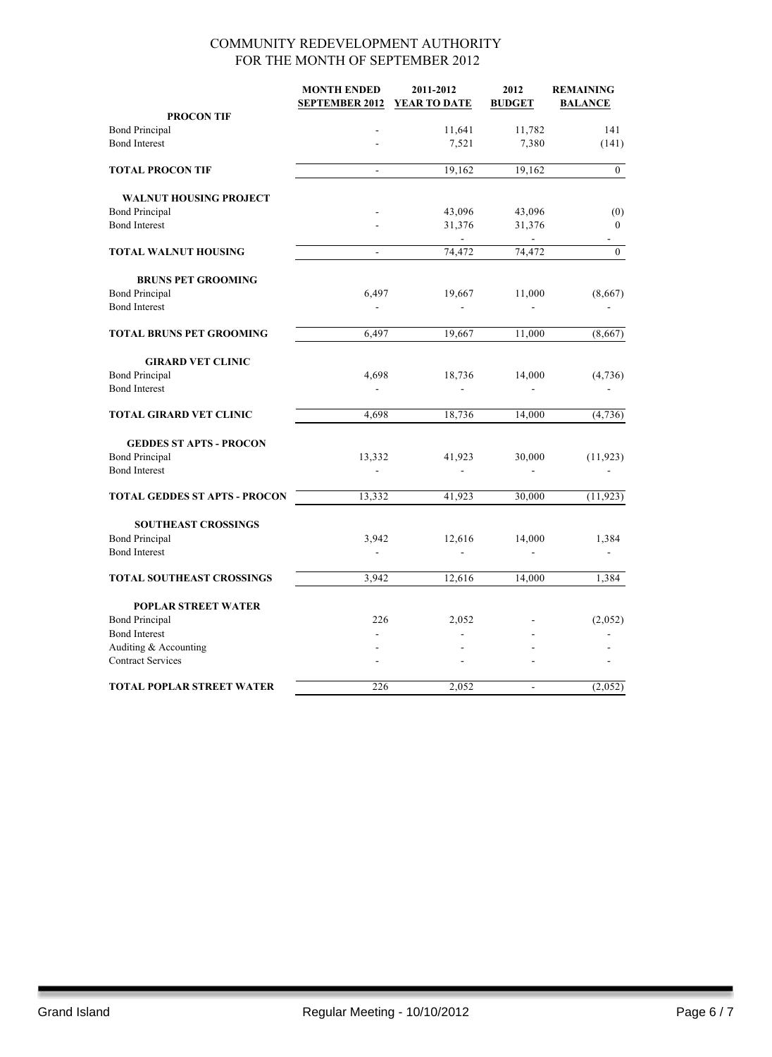# COMMUNITY REDEVELOPMENT AUTHORITY
## FOR THE MONTH OF SEPTEMBER 2012

| | MONTH ENDED SEPTEMBER 2012 | 2011-2012 YEAR TO DATE | 2012 BUDGET | REMAINING BALANCE |
|---|---|---|---|---|
| **PROCON TIF** | | | | |
| Bond Principal | - | 11,641 | 11,782 | 141 |
| Bond Interest | - | 7,521 | 7,380 | (141) |
| **TOTAL PROCON TIF** | - | 19,162 | 19,162 | 0 |
| **WALNUT HOUSING PROJECT** | | | | |
| Bond Principal | - | 43,096 | 43,096 | (0) |
| Bond Interest | - | 31,376 | 31,376 | 0 |
| | | - | - | - |
| **TOTAL WALNUT HOUSING** | - | 74,472 | 74,472 | 0 |
| **BRUNS PET GROOMING** | | | | |
| Bond Principal | 6,497 | 19,667 | 11,000 | (8,667) |
| Bond Interest | - | - | - | - |
| **TOTAL BRUNS PET GROOMING** | 6,497 | 19,667 | 11,000 | (8,667) |
| **GIRARD VET CLINIC** | | | | |
| Bond Principal | 4,698 | 18,736 | 14,000 | (4,736) |
| Bond Interest | - | - | - | - |
| **TOTAL GIRARD VET CLINIC** | 4,698 | 18,736 | 14,000 | (4,736) |
| **GEDDES ST APTS - PROCON** | | | | |
| Bond Principal | 13,332 | 41,923 | 30,000 | (11,923) |
| Bond Interest | - | - | - | - |
| **TOTAL GEDDES ST APTS - PROCON** | 13,332 | 41,923 | 30,000 | (11,923) |
| **SOUTHEAST CROSSINGS** | | | | |
| Bond Principal | 3,942 | 12,616 | 14,000 | 1,384 |
| Bond Interest | - | - | - | - |
| **TOTAL SOUTHEAST CROSSINGS** | 3,942 | 12,616 | 14,000 | 1,384 |
| **POPLAR STREET WATER** | | | | |
| Bond Principal | 226 | 2,052 | - | (2,052) |
| Bond Interest | - | - | - | - |
| Auditing & Accounting | - | - | - | - |
| Contract Services | - | - | - | - |
| **TOTAL POPLAR STREET WATER** | 226 | 2,052 | - | (2,052) |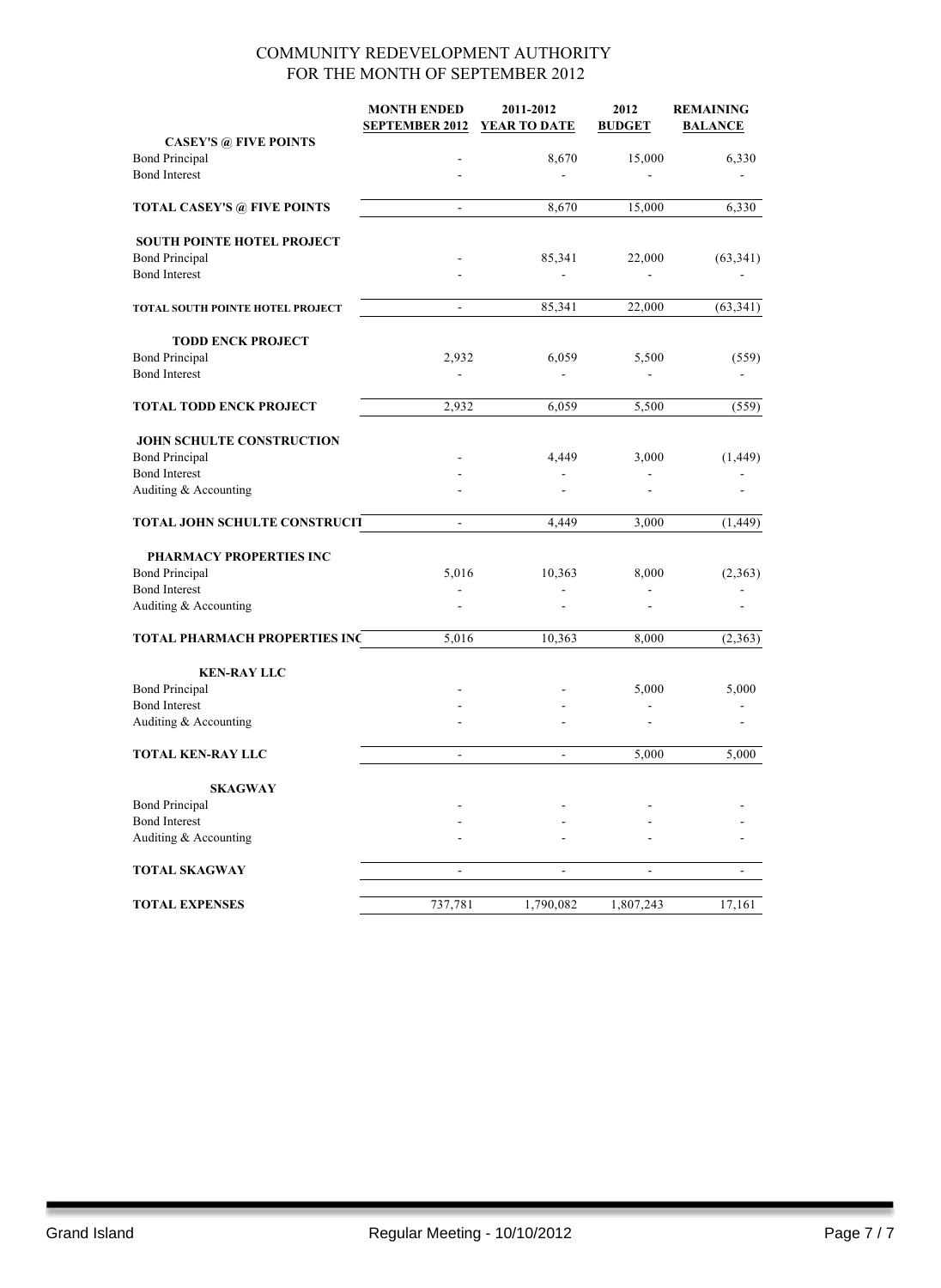COMMUNITY REDEVELOPMENT AUTHORITY
FOR THE MONTH OF SEPTEMBER 2012

| | MONTH ENDED SEPTEMBER 2012 | 2011-2012 YEAR TO DATE | 2012 BUDGET | REMAINING BALANCE |
|---|---|---|---|---|
| **CASEY'S @ FIVE POINTS** | | | | |
| Bond Principal | - | 8,670 | 15,000 | 6,330 |
| Bond Interest | - | - | - | - |
| **TOTAL CASEY'S @ FIVE POINTS** | - | 8,670 | 15,000 | 6,330 |
| **SOUTH POINTE HOTEL PROJECT** | | | | |
| Bond Principal | - | 85,341 | 22,000 | (63,341) |
| Bond Interest | - | - | - | - |
| **TOTAL SOUTH POINTE HOTEL PROJECT** | - | 85,341 | 22,000 | (63,341) |
| **TODD ENCK PROJECT** | | | | |
| Bond Principal | 2,932 | 6,059 | 5,500 | (559) |
| Bond Interest | - | - | - | - |
| **TOTAL TODD ENCK PROJECT** | 2,932 | 6,059 | 5,500 | (559) |
| **JOHN SCHULTE CONSTRUCTION** | | | | |
| Bond Principal | - | 4,449 | 3,000 | (1,449) |
| Bond Interest | - | - | - | - |
| Auditing & Accounting | - | - | - | - |
| **TOTAL JOHN SCHULTE CONSTRUCTI** | - | 4,449 | 3,000 | (1,449) |
| **PHARMACY PROPERTIES INC** | | | | |
| Bond Principal | 5,016 | 10,363 | 8,000 | (2,363) |
| Bond Interest | - | - | - | - |
| Auditing & Accounting | - | - | - | - |
| **TOTAL PHARMACH PROPERTIES INC** | 5,016 | 10,363 | 8,000 | (2,363) |
| **KEN-RAY LLC** | | | | |
| Bond Principal | - | - | 5,000 | 5,000 |
| Bond Interest | - | - | - | - |
| Auditing & Accounting | - | - | - | - |
| **TOTAL KEN-RAY LLC** | - | - | 5,000 | 5,000 |
| **SKAGWAY** | | | | |
| Bond Principal | - | - | - | - |
| Bond Interest | - | - | - | - |
| Auditing & Accounting | - | - | - | - |
| **TOTAL SKAGWAY** | - | - | - | - |
| **TOTAL EXPENSES** | 737,781 | 1,790,082 | 1,807,243 | 17,161 |